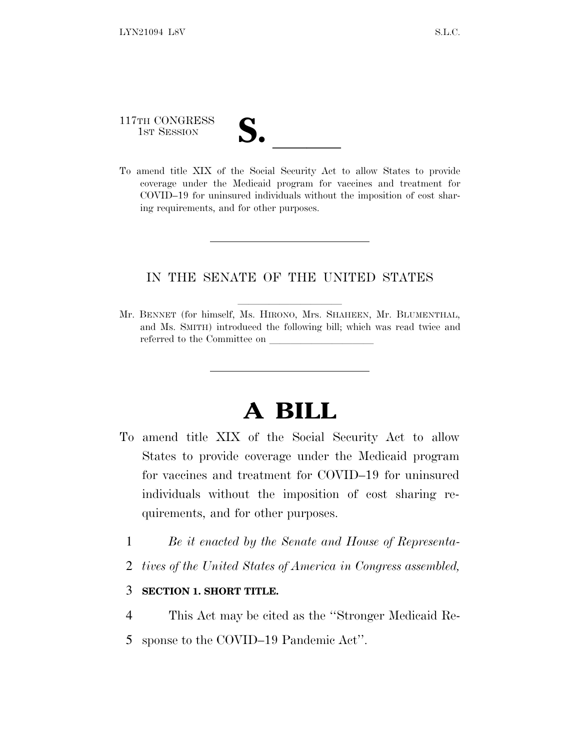117TH CONGRESS
1ST SESSION

# S. \_\_\_\_\_\_

To amend title XIX of the Social Security Act to allow States to provide coverage under the Medicaid program for vaccines and treatment for COVID–19 for uninsured individuals without the imposition of cost sharing requirements, and for other purposes.

---

IN THE SENATE OF THE UNITED STATES

Mr. BENNET (for himself, Ms. HIRONO, Mrs. SHAHEEN, Mr. BLUMENTHAL, and Ms. SMITH) introduced the following bill; which was read twice and referred to the Committee on \_\_\_\_\_\_\_\_\_\_\_\_\_\_\_\_\_\_\_\_

---

# A BILL

To amend title XIX of the Social Security Act to allow States to provide coverage under the Medicaid program for vaccines and treatment for COVID–19 for uninsured individuals without the imposition of cost sharing requirements, and for other purposes.

1 *Be it enacted by the Senate and House of Representa-*
2 *tives of the United States of America in Congress assembled,*

3 **SECTION 1. SHORT TITLE.**

4 This Act may be cited as the ''Stronger Medicaid Re-
5 sponse to the COVID–19 Pandemic Act''.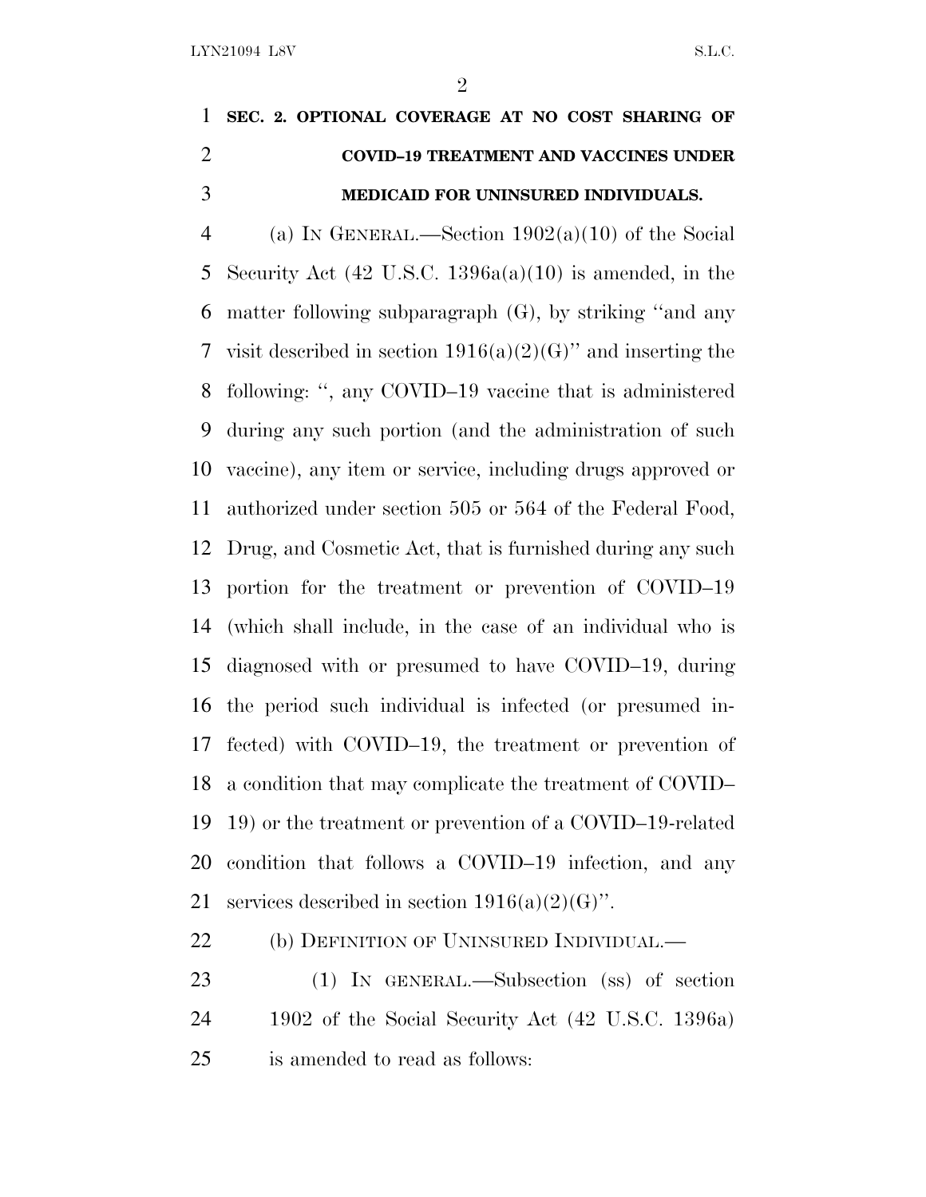**SEC. 2. OPTIONAL COVERAGE AT NO COST SHARING OF COVID–19 TREATMENT AND VACCINES UNDER MEDICAID FOR UNINSURED INDIVIDUALS.**

(a) IN GENERAL.—Section 1902(a)(10) of the Social Security Act (42 U.S.C. 1396a(a)(10) is amended, in the matter following subparagraph (G), by striking ''and any visit described in section 1916(a)(2)(G)'' and inserting the following: '', any COVID–19 vaccine that is administered during any such portion (and the administration of such vaccine), any item or service, including drugs approved or authorized under section 505 or 564 of the Federal Food, Drug, and Cosmetic Act, that is furnished during any such portion for the treatment or prevention of COVID–19 (which shall include, in the case of an individual who is diagnosed with or presumed to have COVID–19, during the period such individual is infected (or presumed infected) with COVID–19, the treatment or prevention of a condition that may complicate the treatment of COVID–19) or the treatment or prevention of a COVID–19-related condition that follows a COVID–19 infection, and any services described in section 1916(a)(2)(G)''.

(b) DEFINITION OF UNINSURED INDIVIDUAL.—

(1) IN GENERAL.—Subsection (ss) of section 1902 of the Social Security Act (42 U.S.C. 1396a) is amended to read as follows: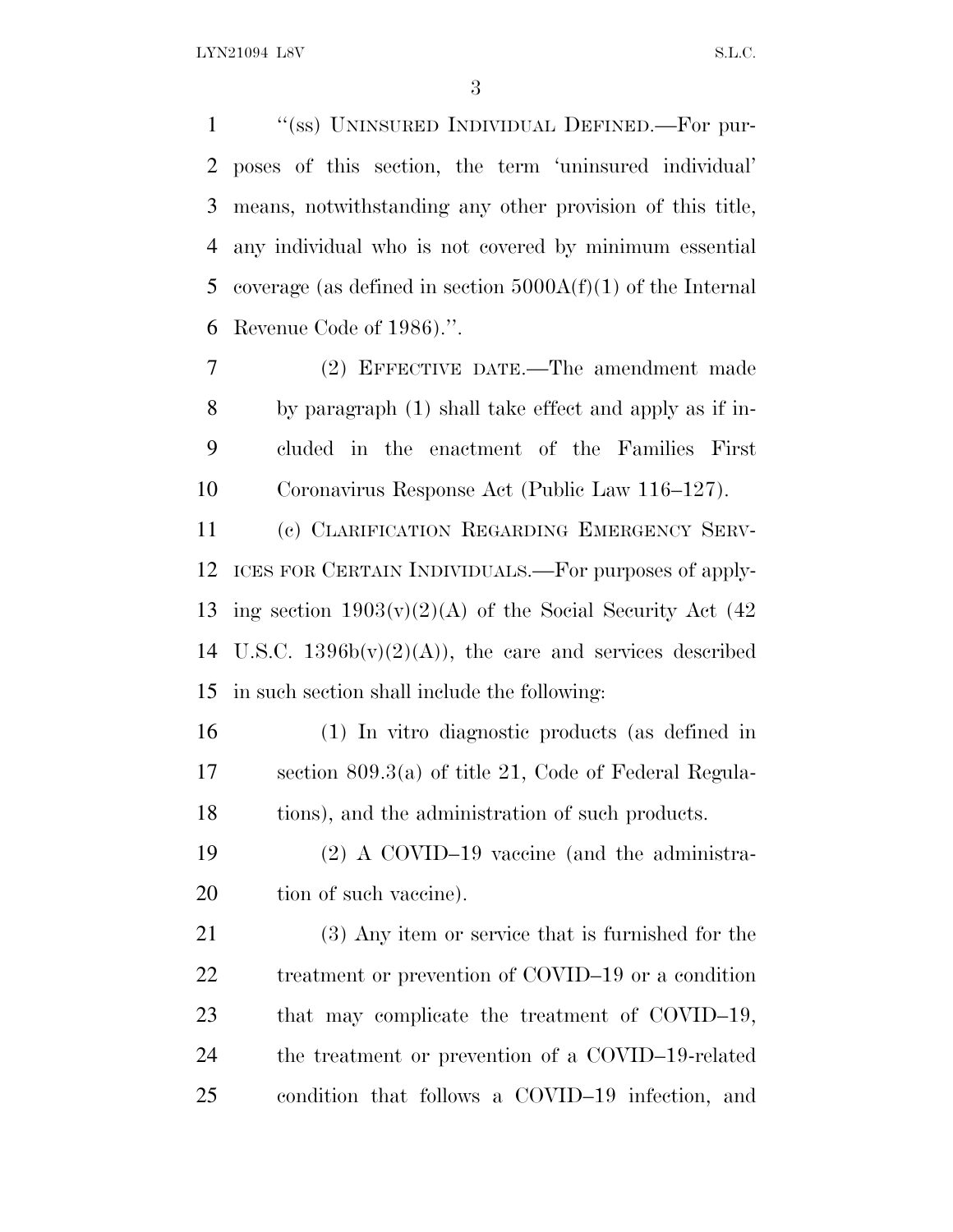"(ss) UNINSURED INDIVIDUAL DEFINED.—For purposes of this section, the term 'uninsured individual' means, notwithstanding any other provision of this title, any individual who is not covered by minimum essential coverage (as defined in section 5000A(f)(1) of the Internal Revenue Code of 1986).".

(2) EFFECTIVE DATE.—The amendment made by paragraph (1) shall take effect and apply as if included in the enactment of the Families First Coronavirus Response Act (Public Law 116–127).

(c) CLARIFICATION REGARDING EMERGENCY SERVICES FOR CERTAIN INDIVIDUALS.—For purposes of applying section 1903(v)(2)(A) of the Social Security Act (42 U.S.C. 1396b(v)(2)(A)), the care and services described in such section shall include the following:

(1) In vitro diagnostic products (as defined in section 809.3(a) of title 21, Code of Federal Regulations), and the administration of such products.

(2) A COVID–19 vaccine (and the administration of such vaccine).

(3) Any item or service that is furnished for the treatment or prevention of COVID–19 or a condition that may complicate the treatment of COVID–19, the treatment or prevention of a COVID–19-related condition that follows a COVID–19 infection, and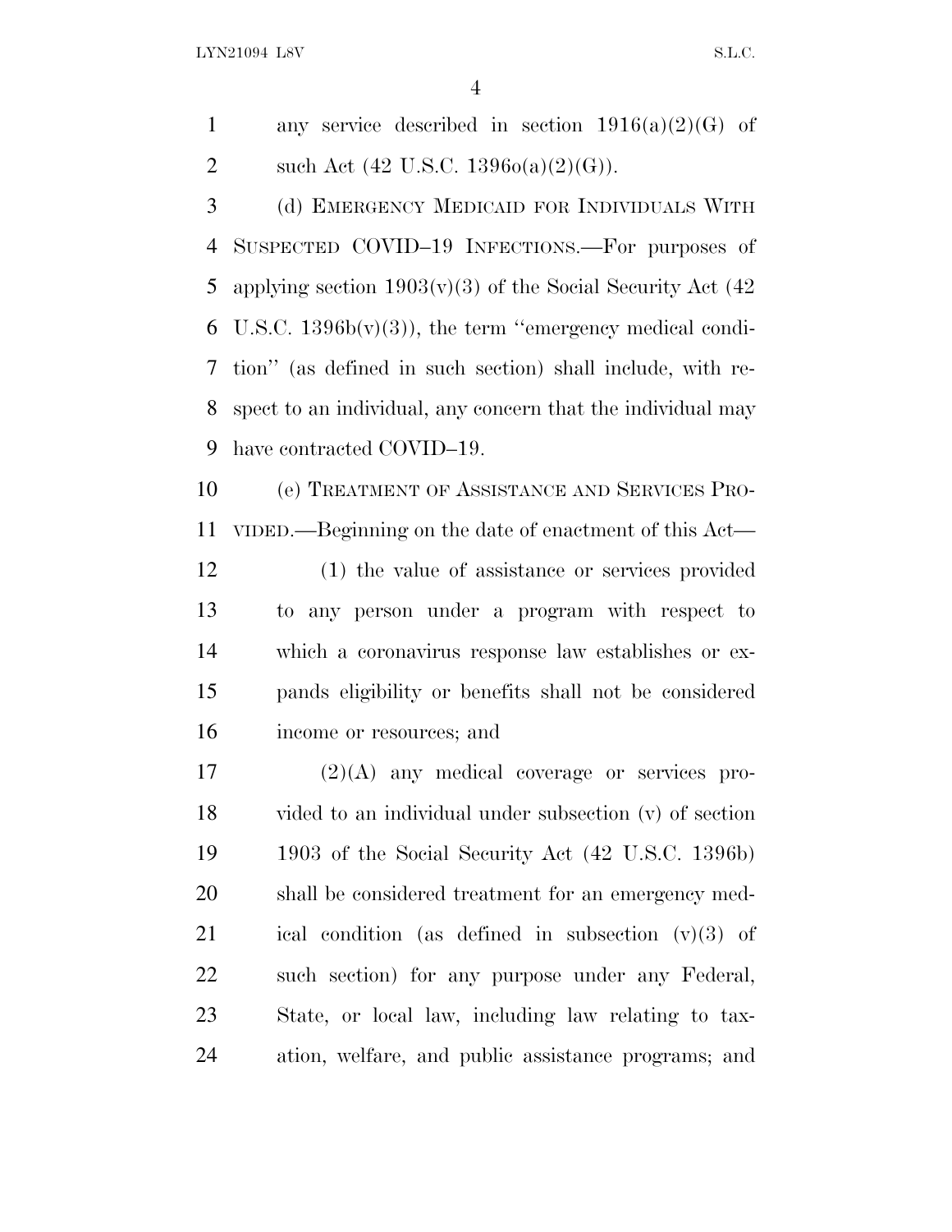any service described in section 1916(a)(2)(G) of such Act (42 U.S.C. 1396o(a)(2)(G)).

(d) EMERGENCY MEDICAID FOR INDIVIDUALS WITH SUSPECTED COVID–19 INFECTIONS.—For purposes of applying section 1903(v)(3) of the Social Security Act (42 U.S.C. 1396b(v)(3)), the term "emergency medical condition" (as defined in such section) shall include, with respect to an individual, any concern that the individual may have contracted COVID–19.

(e) TREATMENT OF ASSISTANCE AND SERVICES PROVIDED.—Beginning on the date of enactment of this Act—

(1) the value of assistance or services provided to any person under a program with respect to which a coronavirus response law establishes or expands eligibility or benefits shall not be considered income or resources; and

(2)(A) any medical coverage or services provided to an individual under subsection (v) of section 1903 of the Social Security Act (42 U.S.C. 1396b) shall be considered treatment for an emergency medical condition (as defined in subsection (v)(3) of such section) for any purpose under any Federal, State, or local law, including law relating to taxation, welfare, and public assistance programs; and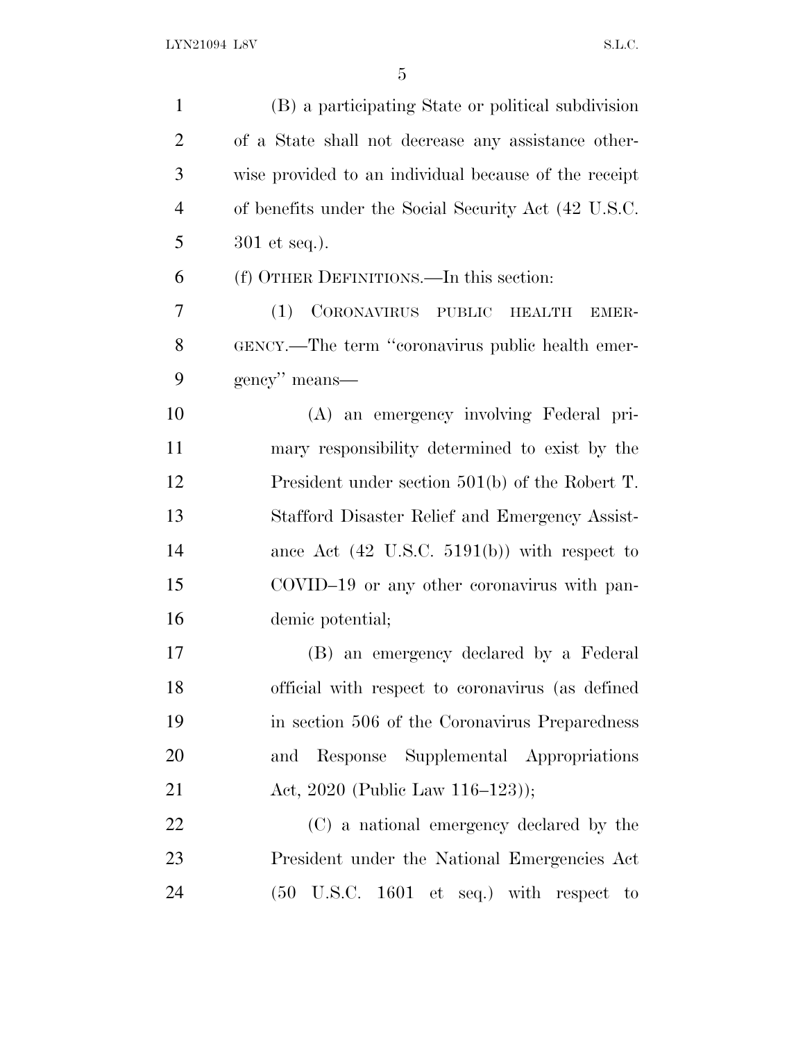(B) a participating State or political subdivision of a State shall not decrease any assistance otherwise provided to an individual because of the receipt of benefits under the Social Security Act (42 U.S.C. 301 et seq.).

(f) OTHER DEFINITIONS.—In this section:

(1) CORONAVIRUS PUBLIC HEALTH EMERGENCY.—The term "coronavirus public health emergency" means—

(A) an emergency involving Federal primary responsibility determined to exist by the President under section 501(b) of the Robert T. Stafford Disaster Relief and Emergency Assistance Act (42 U.S.C. 5191(b)) with respect to COVID–19 or any other coronavirus with pandemic potential;

(B) an emergency declared by a Federal official with respect to coronavirus (as defined in section 506 of the Coronavirus Preparedness and Response Supplemental Appropriations Act, 2020 (Public Law 116–123));

(C) a national emergency declared by the President under the National Emergencies Act (50 U.S.C. 1601 et seq.) with respect to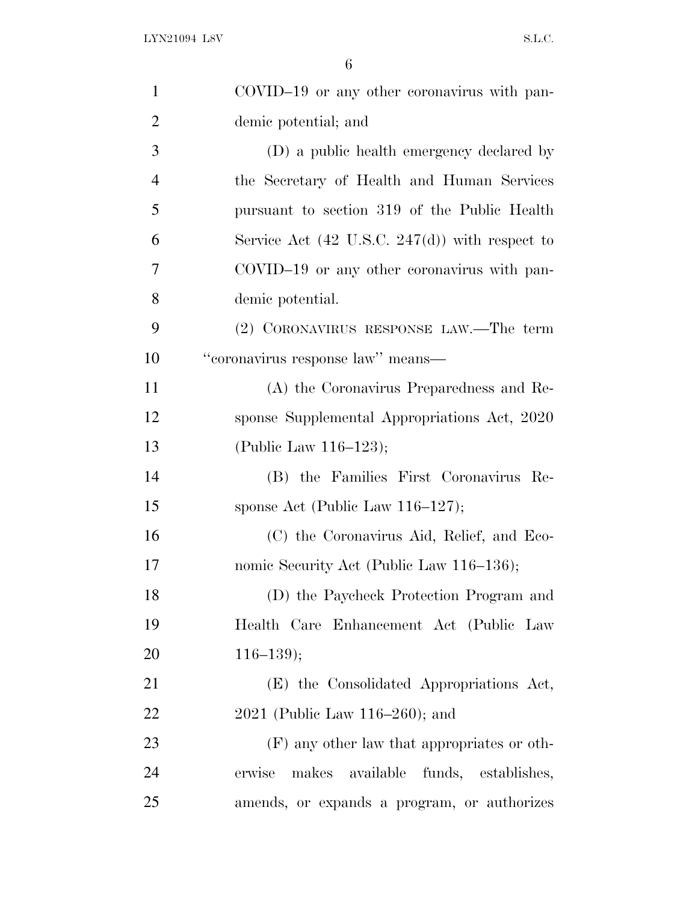COVID–19 or any other coronavirus with pandemic potential; and

(D) a public health emergency declared by the Secretary of Health and Human Services pursuant to section 319 of the Public Health Service Act (42 U.S.C. 247(d)) with respect to COVID–19 or any other coronavirus with pandemic potential.

(2) CORONAVIRUS RESPONSE LAW.—The term ''coronavirus response law'' means—

(A) the Coronavirus Preparedness and Response Supplemental Appropriations Act, 2020 (Public Law 116–123);

(B) the Families First Coronavirus Response Act (Public Law 116–127);

(C) the Coronavirus Aid, Relief, and Economic Security Act (Public Law 116–136);

(D) the Paycheck Protection Program and Health Care Enhancement Act (Public Law 116–139);

(E) the Consolidated Appropriations Act, 2021 (Public Law 116–260); and

(F) any other law that appropriates or otherwise makes available funds, establishes, amends, or expands a program, or authorizes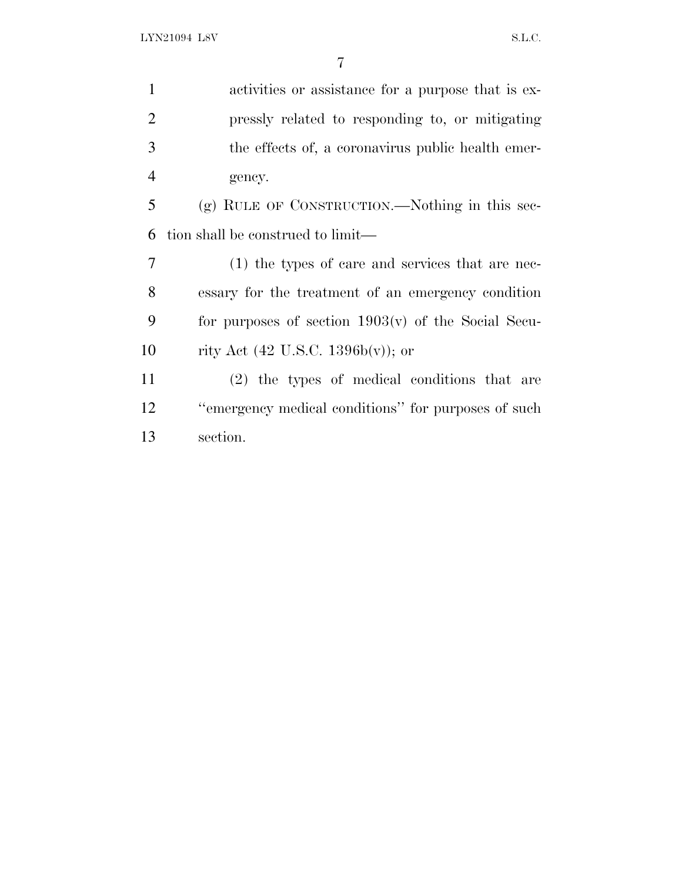activities or assistance for a purpose that is expressly related to responding to, or mitigating the effects of, a coronavirus public health emergency.

(g) RULE OF CONSTRUCTION.—Nothing in this section shall be construed to limit—

(1) the types of care and services that are necessary for the treatment of an emergency condition for purposes of section 1903(v) of the Social Security Act (42 U.S.C. 1396b(v)); or

(2) the types of medical conditions that are "emergency medical conditions" for purposes of such section.